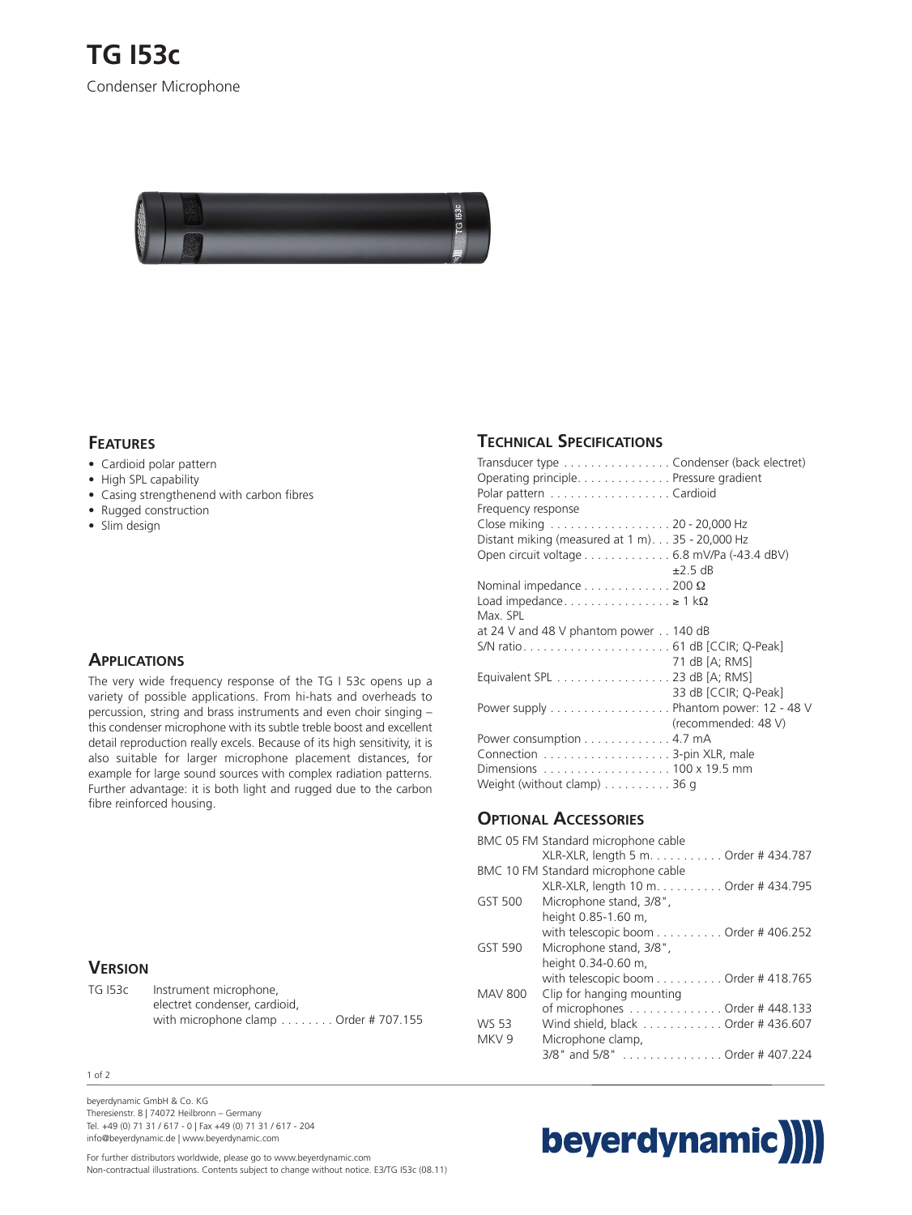# TG I53c

Condenser Microphone

## Features

- Cardioid polar pattern
- High SPL capability
- Casing strengthenend with carbon fibres
- Rugged construction
- Slim design

## Applications

The very wide frequency response of the TG I 53c opens up a variety of possible applications. From hi-hats and overheads to percussion, string and brass instruments and even choir singing – this condenser microphone with its subtle treble boost and excellent detail reproduction really excels. Because of its high sensitivity, it is also suitable for larger microphone placement distances, for example for large sound sources with complex radiation patterns. Further advantage: it is both light and rugged due to the carbon fibre reinforced housing.

## Version

| | |
|---|---|
| TG I53c | Instrument microphone, electret condenser, cardioid, with microphone clamp . . . . . . . . Order # 707.155 |

## Technical Specifications

| | |
|---|---|
| Transducer type | Condenser (back electret) |
| Operating principle | Pressure gradient |
| Polar pattern | Cardioid |
| Frequency response | |
| Close miking | 20 - 20,000 Hz |
| Distant miking (measured at 1 m) | 35 - 20,000 Hz |
| Open circuit voltage | 6.8 mV/Pa (-43.4 dBV) ±2.5 dB |
| Nominal impedance | 200 Ω |
| Load impedance | ≥ 1 kΩ |
| Max. SPL at 24 V and 48 V phantom power | 140 dB |
| S/N ratio | 61 dB [CCIR; Q-Peak]<br>71 dB [A; RMS] |
| Equivalent SPL | 23 dB [A; RMS]<br>33 dB [CCIR; Q-Peak] |
| Power supply | Phantom power: 12 - 48 V (recommended: 48 V) |
| Power consumption | 4.7 mA |
| Connection | 3-pin XLR, male |
| Dimensions | 100 x 19.5 mm |
| Weight (without clamp) | 36 g |

## Optional Accessories

| | | |
|---|---|---|
| BMC 05 FM | Standard microphone cable XLR-XLR, length 5 m | Order # 434.787 |
| BMC 10 FM | Standard microphone cable XLR-XLR, length 10 m | Order # 434.795 |
| GST 500 | Microphone stand, 3/8", height 0.85-1.60 m, with telescopic boom | Order # 406.252 |
| GST 590 | Microphone stand, 3/8", height 0.34-0.60 m, with telescopic boom | Order # 418.765 |
| MAV 800 | Clip for hanging mounting of microphones | Order # 448.133 |
| WS 53 | Wind shield, black | Order # 436.607 |
| MKV 9 | Microphone clamp, 3/8" and 5/8" | Order # 407.224 |

beyerdynamic GmbH & Co. KG
Theresienstr. 8 | 74072 Heilbronn – Germany
Tel. +49 (0) 71 31 / 617 - 0 | Fax +49 (0) 71 31 / 617 - 204
info@beyerdynamic.de | www.beyerdynamic.com

For further distributors worldwide, please go to www.beyerdynamic.com
Non-contractual illustrations. Contents subject to change without notice. E3/TG I53c (08.11)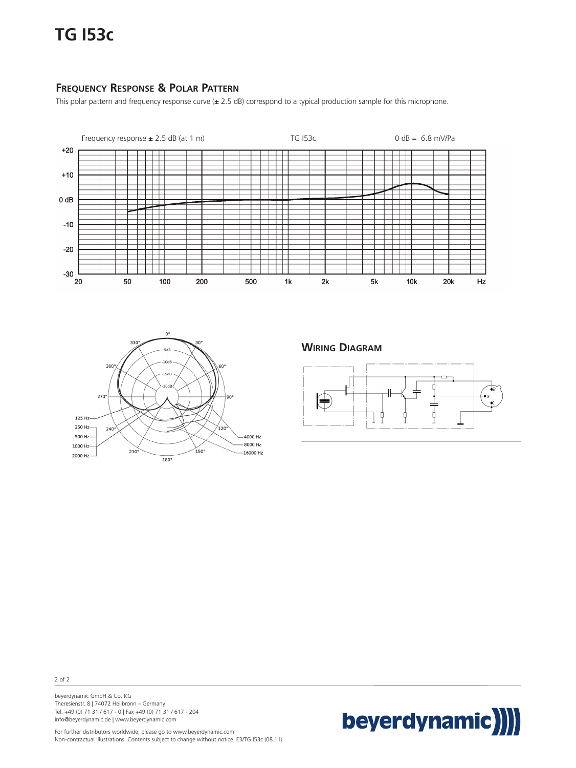# TG I53c

## Frequency Response & Polar Pattern

This polar pattern and frequency response curve (± 2.5 dB) correspond to a typical production sample for this microphone.

Frequency response ± 2.5 dB (at 1 m)

TG I53c

0 dB = 6.8 mV/Pa

+20
+10
0 dB
-10
-20
-30

20 50 100 200 500 1k 2k 5k 10k 20k Hz

0°
330°
30°
300°
60°
270°
90°
240°
120°
210°
150°
180°
-5dB
-10dB
-15dB
-20dB

125 Hz
250 Hz
500 Hz
1000 Hz
2000 Hz

4000 Hz
8000 Hz
16000 Hz

## Wiring Diagram

2
3
1

beyerdynamic GmbH & Co. KG
Theresienstr. 8 | 74072 Heilbronn – Germany
Tel. +49 (0) 71 31 / 617 - 0 | Fax +49 (0) 71 31 / 617 - 204
info@beyerdynamic.de | www.beyerdynamic.com

For further distributors worldwide, please go to www.beyerdynamic.com
Non-contractual illustrations. Contents subject to change without notice. E3/TG I53c (08.11)

beyerdynamic))))